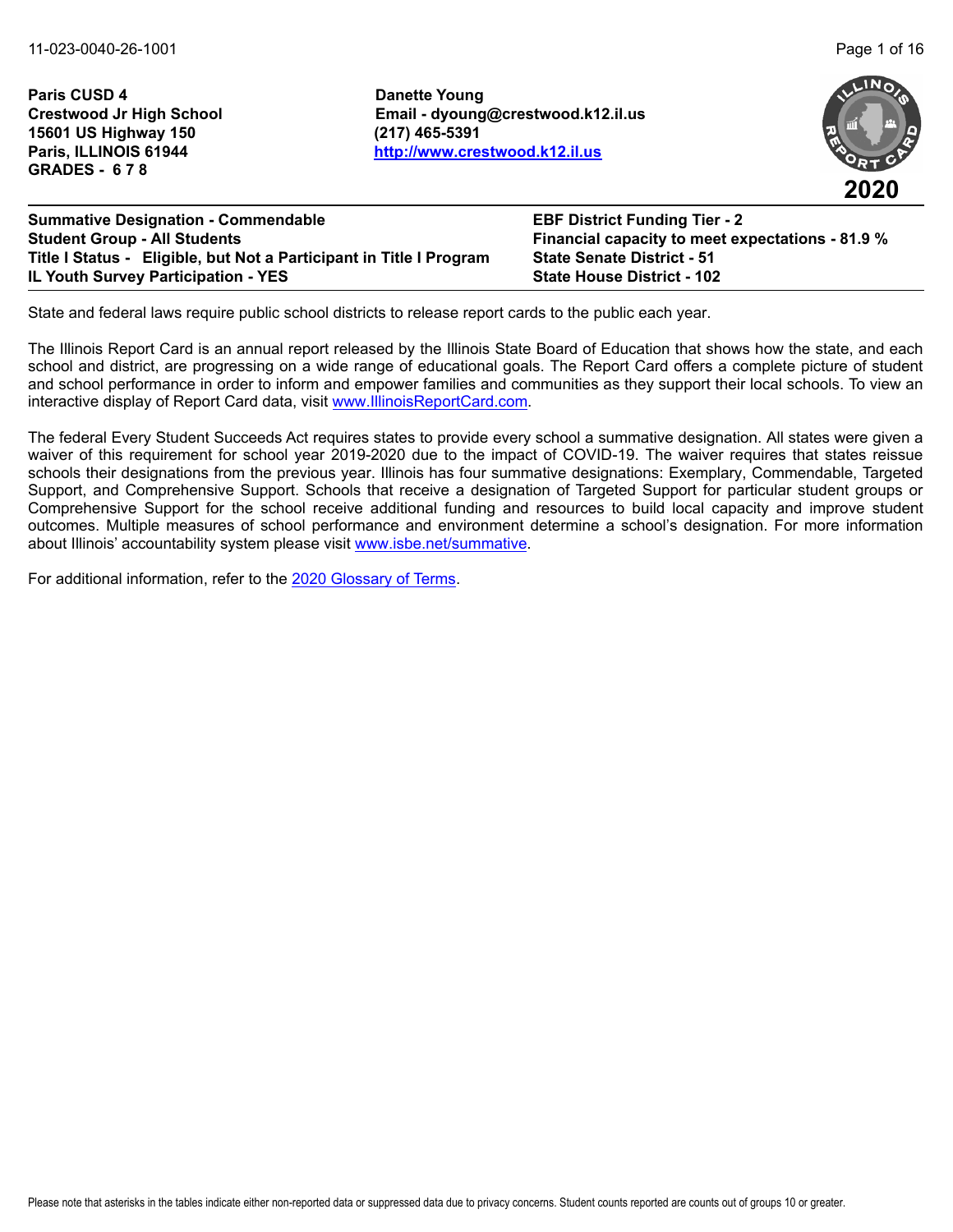**Paris CUSD 4**
**Crestwood Jr High School**
**15601 US Highway 150**
**Paris, ILLINOIS 61944**
**GRADES - 6 7 8**

**Danette Young**
**Email - dyoung@crestwood.k12.il.us**
**(217) 465-5391**
**[http://www.crestwood.k12.il.us](http://www.crestwood.k12.il.us)**

**2020**

| | |
|---|---|
| **Summative Designation - Commendable** | **EBF District Funding Tier - 2** |
| **Student Group - All Students** | **Financial capacity to meet expectations - 81.9 %** |
| **Title I Status - Eligible, but Not a Participant in Title I Program** | **State Senate District - 51** |
| **IL Youth Survey Participation - YES** | **State House District - 102** |

State and federal laws require public school districts to release report cards to the public each year.

The Illinois Report Card is an annual report released by the Illinois State Board of Education that shows how the state, and each school and district, are progressing on a wide range of educational goals. The Report Card offers a complete picture of student and school performance in order to inform and empower families and communities as they support their local schools. To view an interactive display of Report Card data, visit [www.IllinoisReportCard.com](http://www.IllinoisReportCard.com).

The federal Every Student Succeeds Act requires states to provide every school a summative designation. All states were given a waiver of this requirement for school year 2019-2020 due to the impact of COVID-19. The waiver requires that states reissue schools their designations from the previous year. Illinois has four summative designations: Exemplary, Commendable, Targeted Support, and Comprehensive Support. Schools that receive a designation of Targeted Support for particular student groups or Comprehensive Support for the school receive additional funding and resources to build local capacity and improve student outcomes. Multiple measures of school performance and environment determine a school's designation. For more information about Illinois' accountability system please visit [www.isbe.net/summative](http://www.isbe.net/summative).

For additional information, refer to the 2020 Glossary of Terms.

Please note that asterisks in the tables indicate either non-reported data or suppressed data due to privacy concerns. Student counts reported are counts out of groups 10 or greater.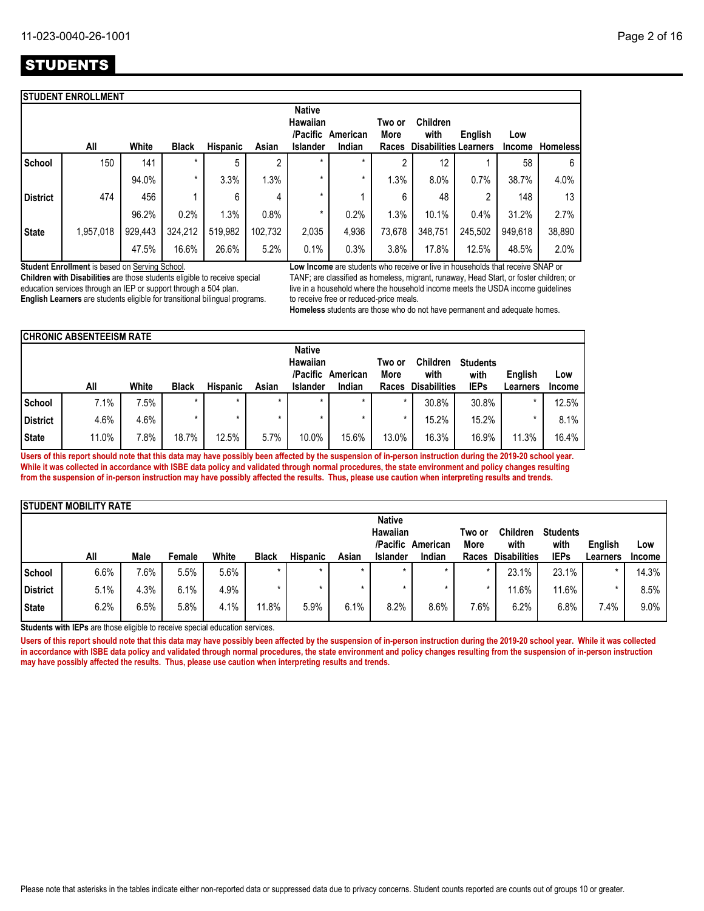# STUDENTS

### STUDENT ENROLLMENT

| | All | White | Black | Hispanic | Asian | Native Hawaiian /Pacific Islander | American Indian | Two or More Races | Children with Disabilities | English Learners | Low Income | Homeless |
|---|---|---|---|---|---|---|---|---|---|---|---|---|
| School | 150 | 141 | * | 5 | 2 | * | * | 2 | 12 | 1 | 58 | 6 |
| | | 94.0% | * | 3.3% | 1.3% | * | * | 1.3% | 8.0% | 0.7% | 38.7% | 4.0% |
| District | 474 | 456 | 1 | 6 | 4 | * | 1 | 6 | 48 | 2 | 148 | 13 |
| | | 96.2% | 0.2% | 1.3% | 0.8% | * | 0.2% | 1.3% | 10.1% | 0.4% | 31.2% | 2.7% |
| State | 1,957,018 | 929,443 | 324,212 | 519,982 | 102,732 | 2,035 | 4,936 | 73,678 | 348,751 | 245,502 | 949,618 | 38,890 |
| | | 47.5% | 16.6% | 26.6% | 5.2% | 0.1% | 0.3% | 3.8% | 17.8% | 12.5% | 48.5% | 2.0% |

**Student Enrollment** is based on Serving School.
**Children with Disabilities** are those students eligible to receive special education services through an IEP or support through a 504 plan.
**English Learners** are students eligible for transitional bilingual programs.
**Low Income** are students who receive or live in households that receive SNAP or TANF; are classified as homeless, migrant, runaway, Head Start, or foster children; or live in a household where the household income meets the USDA income guidelines to receive free or reduced-price meals.
**Homeless** students are those who do not have permanent and adequate homes.

### CHRONIC ABSENTEEISM RATE

| | All | White | Black | Hispanic | Asian | Native Hawaiian /Pacific Islander | American Indian | Two or More Races | Children with Disabilities | Students with IEPs | English Learners | Low Income |
|---|---|---|---|---|---|---|---|---|---|---|---|---|
| School | 7.1% | 7.5% | * | * | * | * | * | * | 30.8% | 30.8% | * | 12.5% |
| District | 4.6% | 4.6% | * | * | * | * | * | * | 15.2% | 15.2% | * | 8.1% |
| State | 11.0% | 7.8% | 18.7% | 12.5% | 5.7% | 10.0% | 15.6% | 13.0% | 16.3% | 16.9% | 11.3% | 16.4% |

**Users of this report should note that this data may have possibly been affected by the suspension of in-person instruction during the 2019-20 school year. While it was collected in accordance with ISBE data policy and validated through normal procedures, the state environment and policy changes resulting from the suspension of in-person instruction may have possibly affected the results. Thus, please use caution when interpreting results and trends.**

### STUDENT MOBILITY RATE

| | All | Male | Female | White | Black | Hispanic | Asian | Native Hawaiian /Pacific Islander | American Indian | Two or More Races | Children with Disabilities | Students with IEPs | English Learners | Low Income |
|---|---|---|---|---|---|---|---|---|---|---|---|---|---|---|
| School | 6.6% | 7.6% | 5.5% | 5.6% | * | * | * | * | * | * | 23.1% | 23.1% | * | 14.3% |
| District | 5.1% | 4.3% | 6.1% | 4.9% | * | * | * | * | * | * | 11.6% | 11.6% | * | 8.5% |
| State | 6.2% | 6.5% | 5.8% | 4.1% | 11.8% | 5.9% | 6.1% | 8.2% | 8.6% | 7.6% | 6.2% | 6.8% | 7.4% | 9.0% |

**Students with IEPs** are those eligible to receive special education services.

**Users of this report should note that this data may have possibly been affected by the suspension of in-person instruction during the 2019-20 school year. While it was collected in accordance with ISBE data policy and validated through normal procedures, the state environment and policy changes resulting from the suspension of in-person instruction may have possibly affected the results. Thus, please use caution when interpreting results and trends.**

Please note that asterisks in the tables indicate either non-reported data or suppressed data due to privacy concerns. Student counts reported are counts out of groups 10 or greater.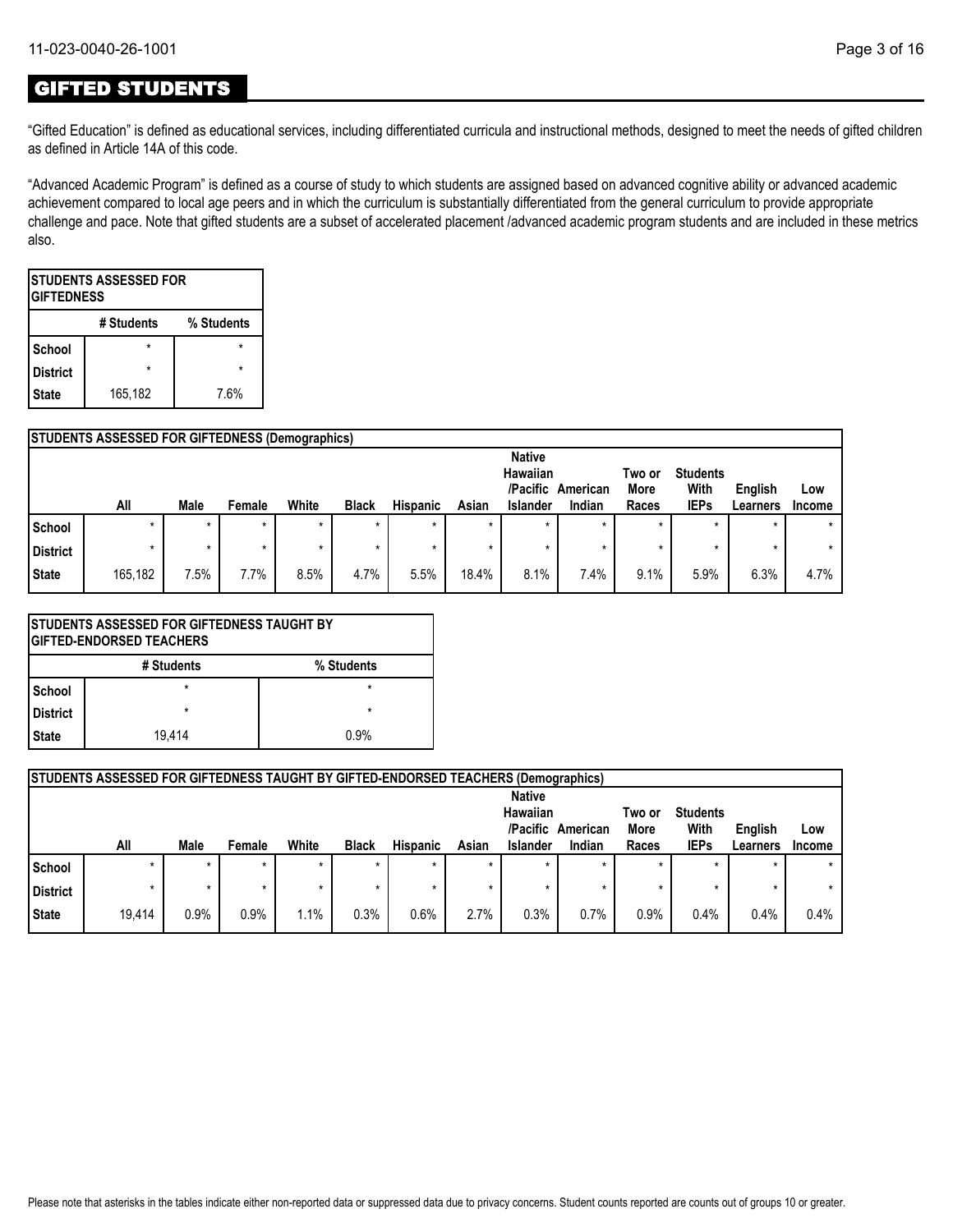## GIFTED STUDENTS

"Gifted Education" is defined as educational services, including differentiated curricula and instructional methods, designed to meet the needs of gifted children as defined in Article 14A of this code.

"Advanced Academic Program" is defined as a course of study to which students are assigned based on advanced cognitive ability or advanced academic achievement compared to local age peers and in which the curriculum is substantially differentiated from the general curriculum to provide appropriate challenge and pace. Note that gifted students are a subset of accelerated placement /advanced academic program students and are included in these metrics also.

| STUDENTS ASSESSED FOR GIFTEDNESS | | |
|---|---|---|
| | # Students | % Students |
| School | * | * |
| District | * | * |
| State | 165,182 | 7.6% |

| STUDENTS ASSESSED FOR GIFTEDNESS (Demographics) | | | | | | | | | | | | | |
|---|---|---|---|---|---|---|---|---|---|---|---|---|---|
| | All | Male | Female | White | Black | Hispanic | Asian | Native Hawaiian /Pacific Islander | American Indian | Two or More Races | Students With IEPs | English Learners | Low Income |
| School | * | * | * | * | * | * | * | * | * | * | * | * | * |
| District | * | * | * | * | * | * | * | * | * | * | * | * | * |
| State | 165,182 | 7.5% | 7.7% | 8.5% | 4.7% | 5.5% | 18.4% | 8.1% | 7.4% | 9.1% | 5.9% | 6.3% | 4.7% |

| STUDENTS ASSESSED FOR GIFTEDNESS TAUGHT BY GIFTED-ENDORSED TEACHERS | | |
|---|---|---|
| | # Students | % Students |
| School | * | * |
| District | * | * |
| State | 19,414 | 0.9% |

| STUDENTS ASSESSED FOR GIFTEDNESS TAUGHT BY GIFTED-ENDORSED TEACHERS (Demographics) | | | | | | | | | | | | | |
|---|---|---|---|---|---|---|---|---|---|---|---|---|---|
| | All | Male | Female | White | Black | Hispanic | Asian | Native Hawaiian /Pacific Islander | American Indian | Two or More Races | Students With IEPs | English Learners | Low Income |
| School | * | * | * | * | * | * | * | * | * | * | * | * | * |
| District | * | * | * | * | * | * | * | * | * | * | * | * | * |
| State | 19,414 | 0.9% | 0.9% | 1.1% | 0.3% | 0.6% | 2.7% | 0.3% | 0.7% | 0.9% | 0.4% | 0.4% | 0.4% |

Please note that asterisks in the tables indicate either non-reported data or suppressed data due to privacy concerns. Student counts reported are counts out of groups 10 or greater.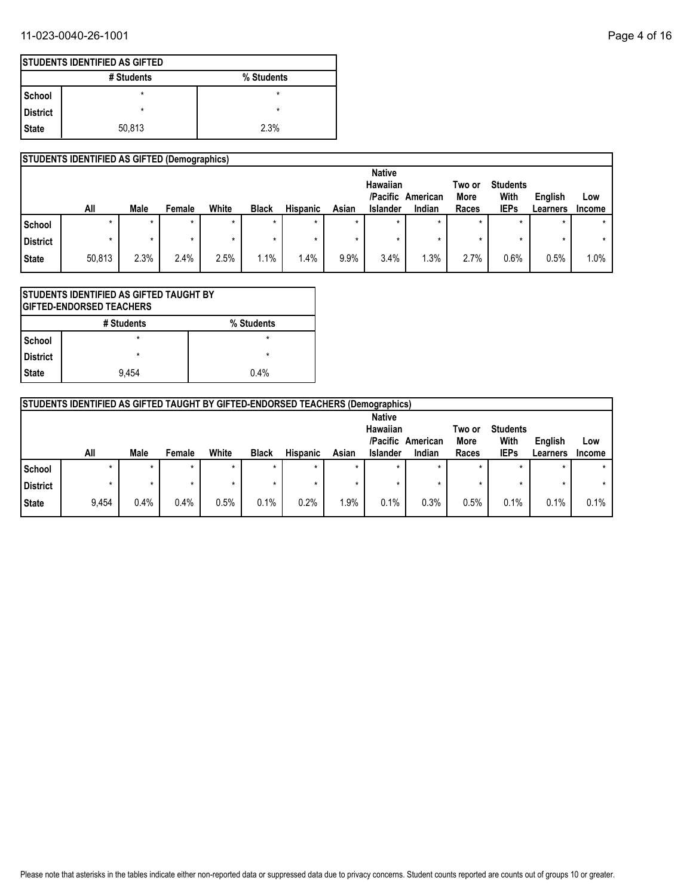### STUDENTS IDENTIFIED AS GIFTED

| | # Students | % Students |
|---|---|---|
| School | * | * |
| District | * | * |
| State | 50,813 | 2.3% |

### STUDENTS IDENTIFIED AS GIFTED (Demographics)

| | All | Male | Female | White | Black | Hispanic | Asian | Native Hawaiian /Pacific Islander | American Indian | Two or More Races | Students With IEPs | English Learners | Low Income |
|---|---|---|---|---|---|---|---|---|---|---|---|---|---|
| School | * | * | * | * | * | * | * | * | * | * | * | * | * |
| District | * | * | * | * | * | * | * | * | * | * | * | * | * |
| State | 50,813 | 2.3% | 2.4% | 2.5% | 1.1% | 1.4% | 9.9% | 3.4% | 1.3% | 2.7% | 0.6% | 0.5% | 1.0% |

### STUDENTS IDENTIFIED AS GIFTED TAUGHT BY GIFTED-ENDORSED TEACHERS

| | # Students | % Students |
|---|---|---|
| School | * | * |
| District | * | * |
| State | 9,454 | 0.4% |

### STUDENTS IDENTIFIED AS GIFTED TAUGHT BY GIFTED-ENDORSED TEACHERS (Demographics)

| | All | Male | Female | White | Black | Hispanic | Asian | Native Hawaiian /Pacific Islander | American Indian | Two or More Races | Students With IEPs | English Learners | Low Income |
|---|---|---|---|---|---|---|---|---|---|---|---|---|---|
| School | * | * | * | * | * | * | * | * | * | * | * | * | * |
| District | * | * | * | * | * | * | * | * | * | * | * | * | * |
| State | 9,454 | 0.4% | 0.4% | 0.5% | 0.1% | 0.2% | 1.9% | 0.1% | 0.3% | 0.5% | 0.1% | 0.1% | 0.1% |

Please note that asterisks in the tables indicate either non-reported data or suppressed data due to privacy concerns. Student counts reported are counts out of groups 10 or greater.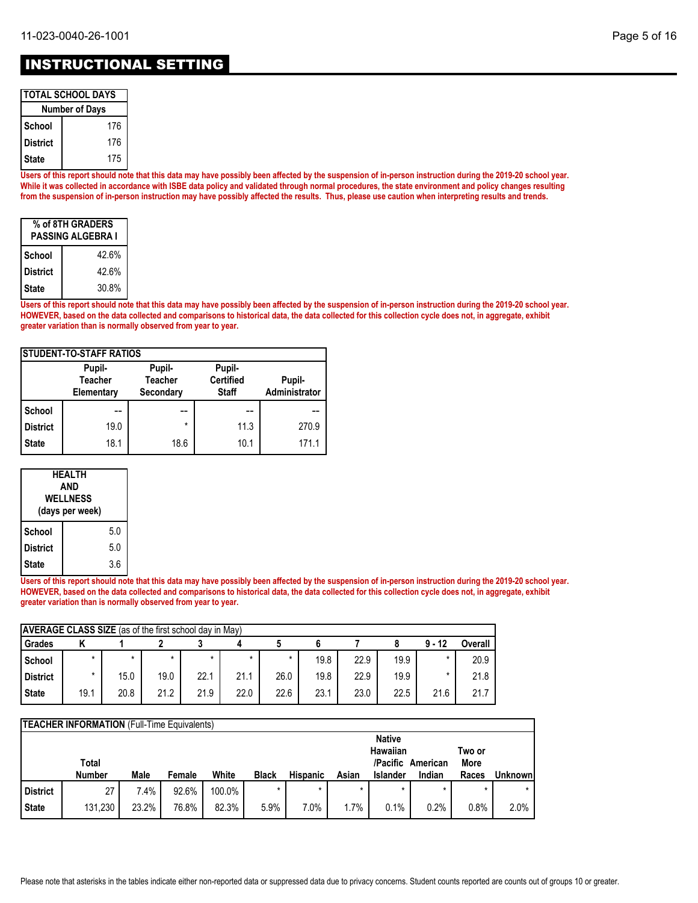# INSTRUCTIONAL SETTING

| TOTAL SCHOOL DAYS | |
|---|---|
| | Number of Days |
| School | 176 |
| District | 176 |
| State | 175 |

**Users of this report should note that this data may have possibly been affected by the suspension of in-person instruction during the 2019-20 school year. While it was collected in accordance with ISBE data policy and validated through normal procedures, the state environment and policy changes resulting from the suspension of in-person instruction may have possibly affected the results. Thus, please use caution when interpreting results and trends.**

| % of 8TH GRADERS PASSING ALGEBRA I | |
|---|---|
| School | 42.6% |
| District | 42.6% |
| State | 30.8% |

**Users of this report should note that this data may have possibly been affected by the suspension of in-person instruction during the 2019-20 school year. HOWEVER, based on the data collected and comparisons to historical data, the data collected for this collection cycle does not, in aggregate, exhibit greater variation than is normally observed from year to year.**

| STUDENT-TO-STAFF RATIOS | Pupil-Teacher Elementary | Pupil-Teacher Secondary | Pupil-Certified Staff | Pupil-Administrator |
|---|---|---|---|---|
| School | -- | -- | -- | -- |
| District | 19.0 | * | 11.3 | 270.9 |
| State | 18.1 | 18.6 | 10.1 | 171.1 |

| HEALTH AND WELLNESS (days per week) | |
|---|---|
| School | 5.0 |
| District | 5.0 |
| State | 3.6 |

**Users of this report should note that this data may have possibly been affected by the suspension of in-person instruction during the 2019-20 school year. HOWEVER, based on the data collected and comparisons to historical data, the data collected for this collection cycle does not, in aggregate, exhibit greater variation than is normally observed from year to year.**

**AVERAGE CLASS SIZE** (as of the first school day in May)

| Grades | K | 1 | 2 | 3 | 4 | 5 | 6 | 7 | 8 | 9 - 12 | Overall |
|---|---|---|---|---|---|---|---|---|---|---|---|
| School | * | * | * | * | * | * | 19.8 | 22.9 | 19.9 | * | 20.9 |
| District | * | 15.0 | 19.0 | 22.1 | 21.1 | 26.0 | 19.8 | 22.9 | 19.9 | * | 21.8 |
| State | 19.1 | 20.8 | 21.2 | 21.9 | 22.0 | 22.6 | 23.1 | 23.0 | 22.5 | 21.6 | 21.7 |

**TEACHER INFORMATION** (Full-Time Equivalents)

| | Total Number | Male | Female | White | Black | Hispanic | Asian | Native Hawaiian /Pacific Islander | American Indian | Two or More Races | Unknown |
|---|---|---|---|---|---|---|---|---|---|---|---|
| District | 27 | 7.4% | 92.6% | 100.0% | * | * | * | * | * | * | * |
| State | 131,230 | 23.2% | 76.8% | 82.3% | 5.9% | 7.0% | 1.7% | 0.1% | 0.2% | 0.8% | 2.0% |

Please note that asterisks in the tables indicate either non-reported data or suppressed data due to privacy concerns. Student counts reported are counts out of groups 10 or greater.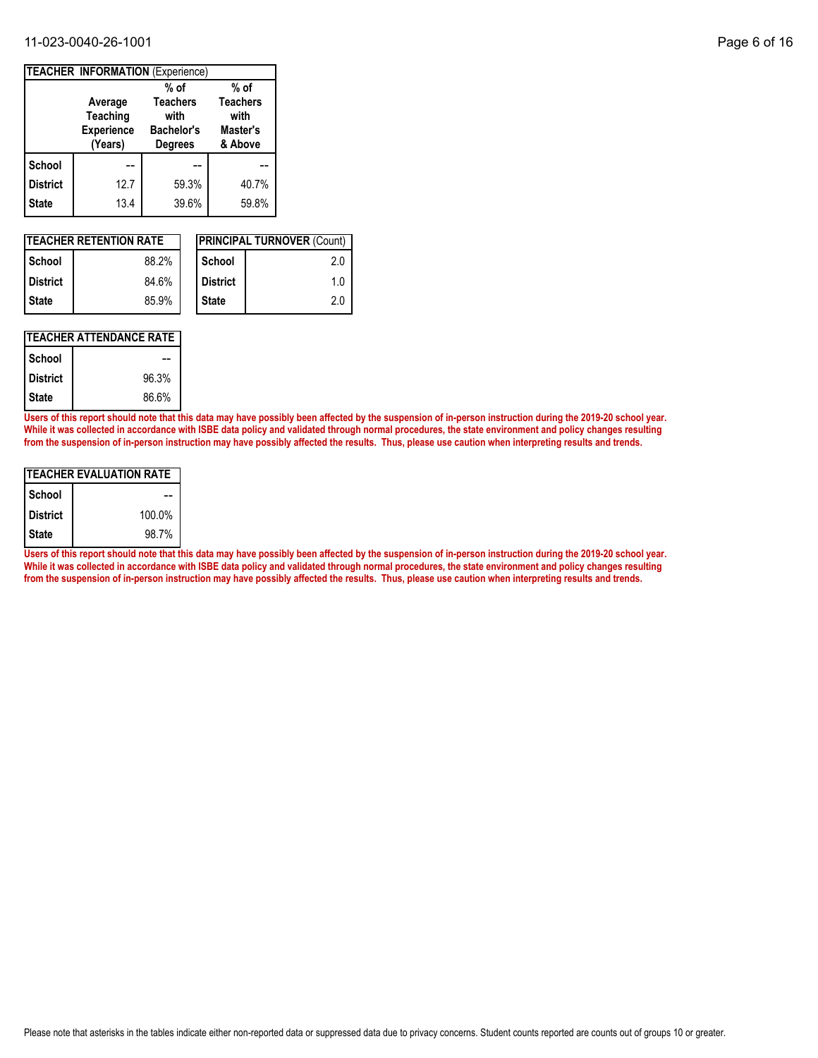## TEACHER INFORMATION (Experience)

| | Average Teaching Experience (Years) | % of Teachers with Bachelor's Degrees | % of Teachers with Master's & Above |
|---|---|---|---|
| School | -- | -- | -- |
| District | 12.7 | 59.3% | 40.7% |
| State | 13.4 | 39.6% | 59.8% |

## TEACHER RETENTION RATE

| | |
|---|---|
| School | 88.2% |
| District | 84.6% |
| State | 85.9% |

## PRINCIPAL TURNOVER (Count)

| | |
|---|---|
| School | 2.0 |
| District | 1.0 |
| State | 2.0 |

## TEACHER ATTENDANCE RATE

| | |
|---|---|
| School | -- |
| District | 96.3% |
| State | 86.6% |

**Users of this report should note that this data may have possibly been affected by the suspension of in-person instruction during the 2019-20 school year. While it was collected in accordance with ISBE data policy and validated through normal procedures, the state environment and policy changes resulting from the suspension of in-person instruction may have possibly affected the results. Thus, please use caution when interpreting results and trends.**

## TEACHER EVALUATION RATE

| | |
|---|---|
| School | -- |
| District | 100.0% |
| State | 98.7% |

**Users of this report should note that this data may have possibly been affected by the suspension of in-person instruction during the 2019-20 school year. While it was collected in accordance with ISBE data policy and validated through normal procedures, the state environment and policy changes resulting from the suspension of in-person instruction may have possibly affected the results. Thus, please use caution when interpreting results and trends.**

Please note that asterisks in the tables indicate either non-reported data or suppressed data due to privacy concerns. Student counts reported are counts out of groups 10 or greater.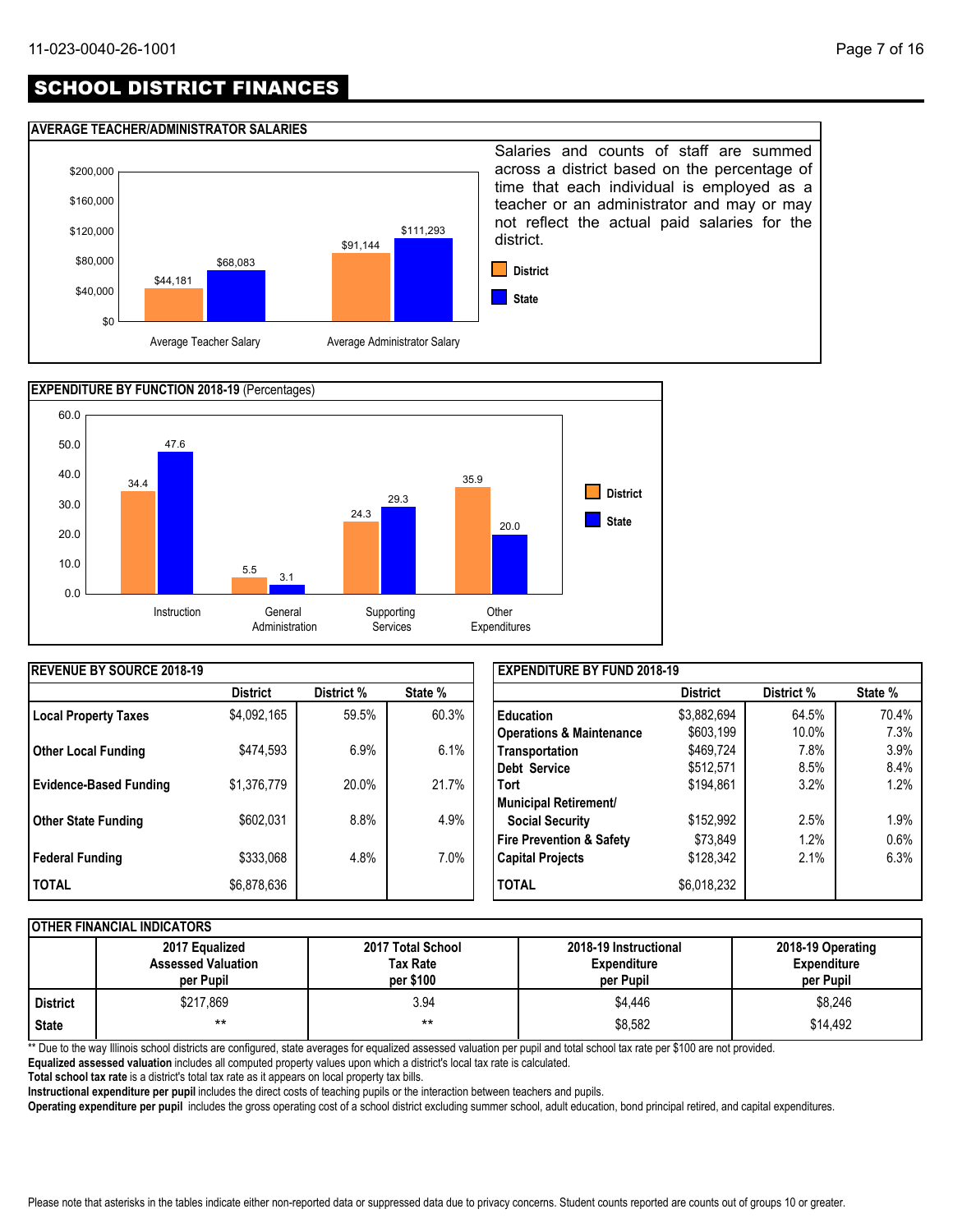# SCHOOL DISTRICT FINANCES

## AVERAGE TEACHER/ADMINISTRATOR SALARIES

| | District | State |
|---|---|---|
| Average Teacher Salary | $44,181 | $68,083 |
| Average Administrator Salary | $91,144 | $111,293 |

Salaries and counts of staff are summed across a district based on the percentage of time that each individual is employed as a teacher or an administrator and may or may not reflect the actual paid salaries for the district.

## EXPENDITURE BY FUNCTION 2018-19 (Percentages)

| | District | State |
|---|---|---|
| Instruction | 34.4 | 47.6 |
| General Administration | 5.5 | 3.1 |
| Supporting Services | 24.3 | 29.3 |
| Other Expenditures | 35.9 | 20.0 |

## REVENUE BY SOURCE 2018-19

| | District | District % | State % |
|---|---|---|---|
| **Local Property Taxes** | $4,092,165 | 59.5% | 60.3% |
| **Other Local Funding** | $474,593 | 6.9% | 6.1% |
| **Evidence-Based Funding** | $1,376,779 | 20.0% | 21.7% |
| **Other State Funding** | $602,031 | 8.8% | 4.9% |
| **Federal Funding** | $333,068 | 4.8% | 7.0% |
| **TOTAL** | $6,878,636 | | |

## EXPENDITURE BY FUND 2018-19

| | District | District % | State % |
|---|---|---|---|
| **Education** | $3,882,694 | 64.5% | 70.4% |
| **Operations & Maintenance** | $603,199 | 10.0% | 7.3% |
| **Transportation** | $469,724 | 7.8% | 3.9% |
| **Debt Service** | $512,571 | 8.5% | 8.4% |
| **Tort** | $194,861 | 3.2% | 1.2% |
| **Municipal Retirement/ Social Security** | $152,992 | 2.5% | 1.9% |
| **Fire Prevention & Safety** | $73,849 | 1.2% | 0.6% |
| **Capital Projects** | $128,342 | 2.1% | 6.3% |
| **TOTAL** | $6,018,232 | | |

## OTHER FINANCIAL INDICATORS

| | 2017 Equalized Assessed Valuation per Pupil | 2017 Total School Tax Rate per $100 | 2018-19 Instructional Expenditure per Pupil | 2018-19 Operating Expenditure per Pupil |
|---|---|---|---|---|
| **District** | $217,869 | 3.94 | $4,446 | $8,246 |
| **State** | ** | ** | $8,582 | $14,492 |

** Due to the way Illinois school districts are configured, state averages for equalized assessed valuation per pupil and total school tax rate per $100 are not provided.

**Equalized assessed valuation** includes all computed property values upon which a district's local tax rate is calculated.

**Total school tax rate** is a district's total tax rate as it appears on local property tax bills.

**Instructional expenditure per pupil** includes the direct costs of teaching pupils or the interaction between teachers and pupils.

**Operating expenditure per pupil** includes the gross operating cost of a school district excluding summer school, adult education, bond principal retired, and capital expenditures.

Please note that asterisks in the tables indicate either non-reported data or suppressed data due to privacy concerns. Student counts reported are counts out of groups 10 or greater.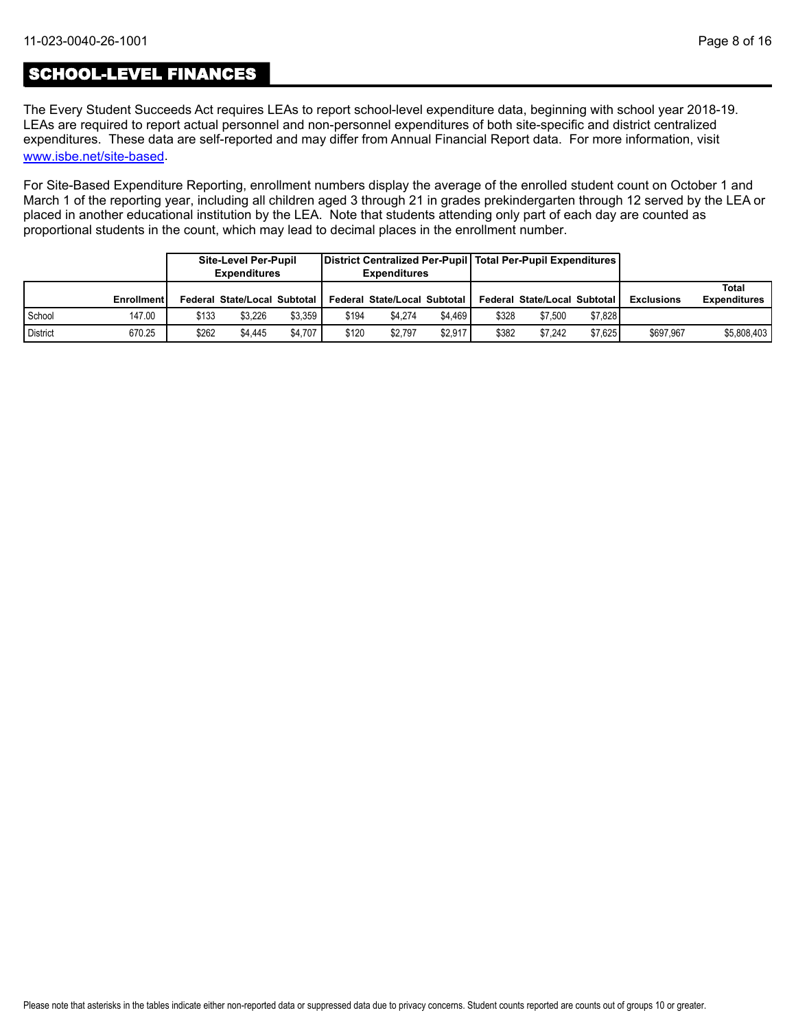## SCHOOL-LEVEL FINANCES

The Every Student Succeeds Act requires LEAs to report school-level expenditure data, beginning with school year 2018-19. LEAs are required to report actual personnel and non-personnel expenditures of both site-specific and district centralized expenditures. These data are self-reported and may differ from Annual Financial Report data. For more information, visit www.isbe.net/site-based.

For Site-Based Expenditure Reporting, enrollment numbers display the average of the enrolled student count on October 1 and March 1 of the reporting year, including all children aged 3 through 21 in grades prekindergarten through 12 served by the LEA or placed in another educational institution by the LEA. Note that students attending only part of each day are counted as proportional students in the count, which may lead to decimal places in the enrollment number.

| | | Site-Level Per-Pupil Expenditures | | | District Centralized Per-Pupil Expenditures | | | Total Per-Pupil Expenditures | | | | |
|---|---|---|---|---|---|---|---|---|---|---|---|---|
| | Enrollment | Federal | State/Local | Subtotal | Federal | State/Local | Subtotal | Federal | State/Local | Subtotal | Exclusions | Total Expenditures |
| School | 147.00 | $133 | $3,226 | $3,359 | $194 | $4,274 | $4,469 | $328 | $7,500 | $7,828 | | |
| District | 670.25 | $262 | $4,445 | $4,707 | $120 | $2,797 | $2,917 | $382 | $7,242 | $7,625 | $697,967 | $5,808,403 |

Please note that asterisks in the tables indicate either non-reported data or suppressed data due to privacy concerns. Student counts reported are counts out of groups 10 or greater.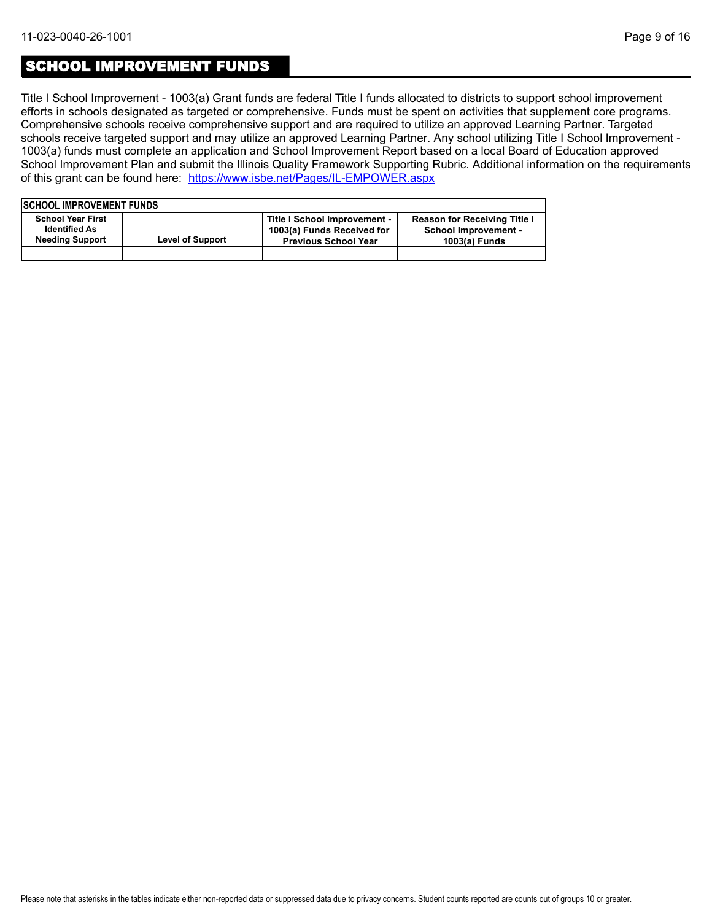## SCHOOL IMPROVEMENT FUNDS

Title I School Improvement - 1003(a) Grant funds are federal Title I funds allocated to districts to support school improvement efforts in schools designated as targeted or comprehensive. Funds must be spent on activities that supplement core programs. Comprehensive schools receive comprehensive support and are required to utilize an approved Learning Partner. Targeted schools receive targeted support and may utilize an approved Learning Partner. Any school utilizing Title I School Improvement - 1003(a) funds must complete an application and School Improvement Report based on a local Board of Education approved School Improvement Plan and submit the Illinois Quality Framework Supporting Rubric. Additional information on the requirements of this grant can be found here: [https://www.isbe.net/Pages/IL-EMPOWER.aspx](https://www.isbe.net/Pages/IL-EMPOWER.aspx)

| SCHOOL IMPROVEMENT FUNDS | | | |
|---|---|---|---|
| School Year First Identified As Needing Support | Level of Support | Title I School Improvement - 1003(a) Funds Received for Previous School Year | Reason for Receiving Title I School Improvement - 1003(a) Funds |
| | | | |

Please note that asterisks in the tables indicate either non-reported data or suppressed data due to privacy concerns. Student counts reported are counts out of groups 10 or greater.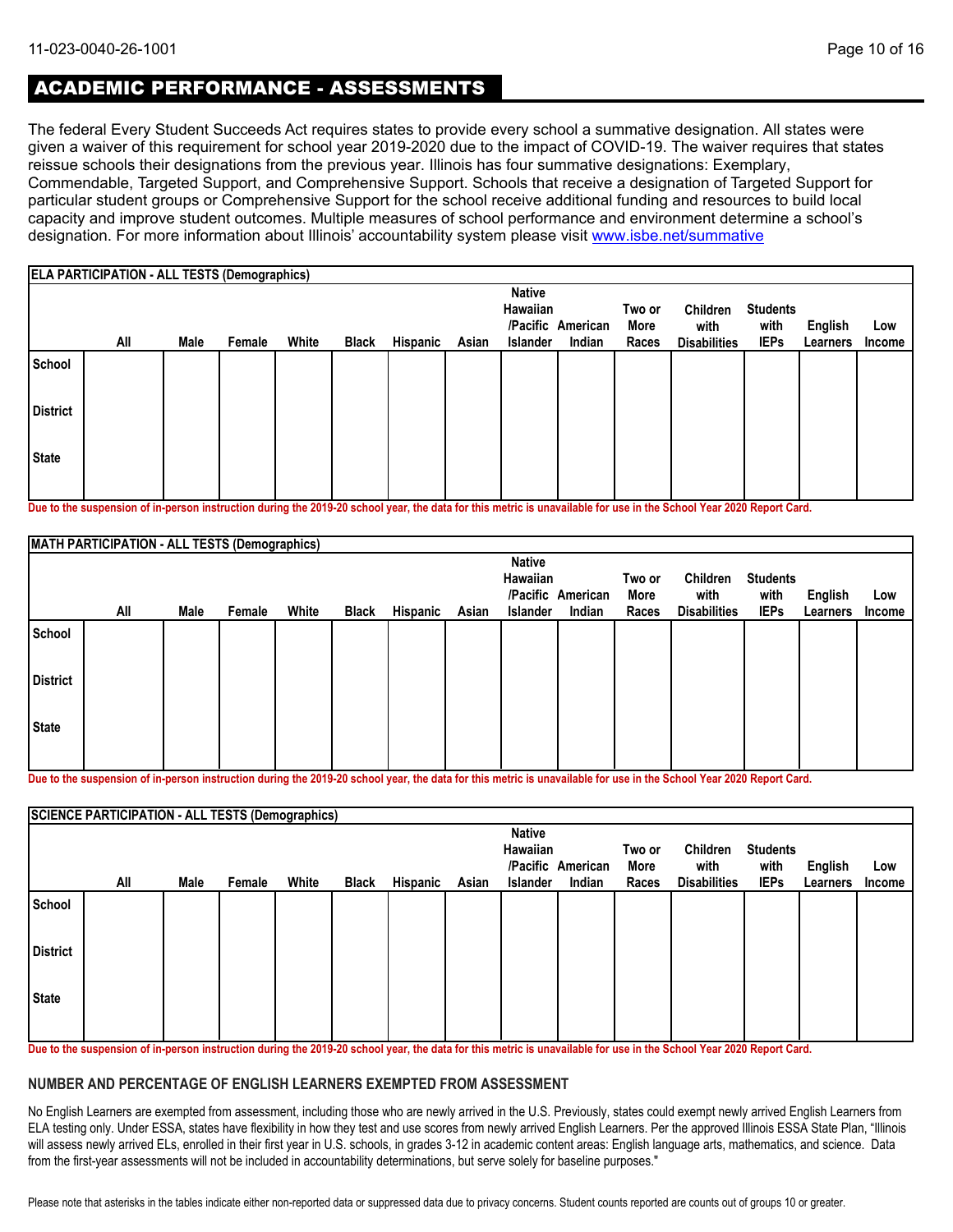## ACADEMIC PERFORMANCE - ASSESSMENTS

The federal Every Student Succeeds Act requires states to provide every school a summative designation. All states were given a waiver of this requirement for school year 2019-2020 due to the impact of COVID-19. The waiver requires that states reissue schools their designations from the previous year. Illinois has four summative designations: Exemplary, Commendable, Targeted Support, and Comprehensive Support. Schools that receive a designation of Targeted Support for particular student groups or Comprehensive Support for the school receive additional funding and resources to build local capacity and improve student outcomes. Multiple measures of school performance and environment determine a school's designation. For more information about Illinois' accountability system please visit www.isbe.net/summative

**ELA PARTICIPATION - ALL TESTS (Demographics)**

| | All | Male | Female | White | Black | Hispanic | Asian | Native Hawaiian /Pacific Islander | American Indian | Two or More Races | Children with Disabilities | Students with IEPs | English Learners | Low Income |
|---|---|---|---|---|---|---|---|---|---|---|---|---|---|---|
| School | | | | | | | | | | | | | | |
| District | | | | | | | | | | | | | | |
| State | | | | | | | | | | | | | | |

Due to the suspension of in-person instruction during the 2019-20 school year, the data for this metric is unavailable for use in the School Year 2020 Report Card.

**MATH PARTICIPATION - ALL TESTS (Demographics)**

| | All | Male | Female | White | Black | Hispanic | Asian | Native Hawaiian /Pacific Islander | American Indian | Two or More Races | Children with Disabilities | Students with IEPs | English Learners | Low Income |
|---|---|---|---|---|---|---|---|---|---|---|---|---|---|---|
| School | | | | | | | | | | | | | | |
| District | | | | | | | | | | | | | | |
| State | | | | | | | | | | | | | | |

Due to the suspension of in-person instruction during the 2019-20 school year, the data for this metric is unavailable for use in the School Year 2020 Report Card.

**SCIENCE PARTICIPATION - ALL TESTS (Demographics)**

| | All | Male | Female | White | Black | Hispanic | Asian | Native Hawaiian /Pacific Islander | American Indian | Two or More Races | Children with Disabilities | Students with IEPs | English Learners | Low Income |
|---|---|---|---|---|---|---|---|---|---|---|---|---|---|---|
| School | | | | | | | | | | | | | | |
| District | | | | | | | | | | | | | | |
| State | | | | | | | | | | | | | | |

Due to the suspension of in-person instruction during the 2019-20 school year, the data for this metric is unavailable for use in the School Year 2020 Report Card.

### NUMBER AND PERCENTAGE OF ENGLISH LEARNERS EXEMPTED FROM ASSESSMENT

No English Learners are exempted from assessment, including those who are newly arrived in the U.S. Previously, states could exempt newly arrived English Learners from ELA testing only. Under ESSA, states have flexibility in how they test and use scores from newly arrived English Learners. Per the approved Illinois ESSA State Plan, "Illinois will assess newly arrived ELs, enrolled in their first year in U.S. schools, in grades 3-12 in academic content areas: English language arts, mathematics, and science. Data from the first-year assessments will not be included in accountability determinations, but serve solely for baseline purposes."

Please note that asterisks in the tables indicate either non-reported data or suppressed data due to privacy concerns. Student counts reported are counts out of groups 10 or greater.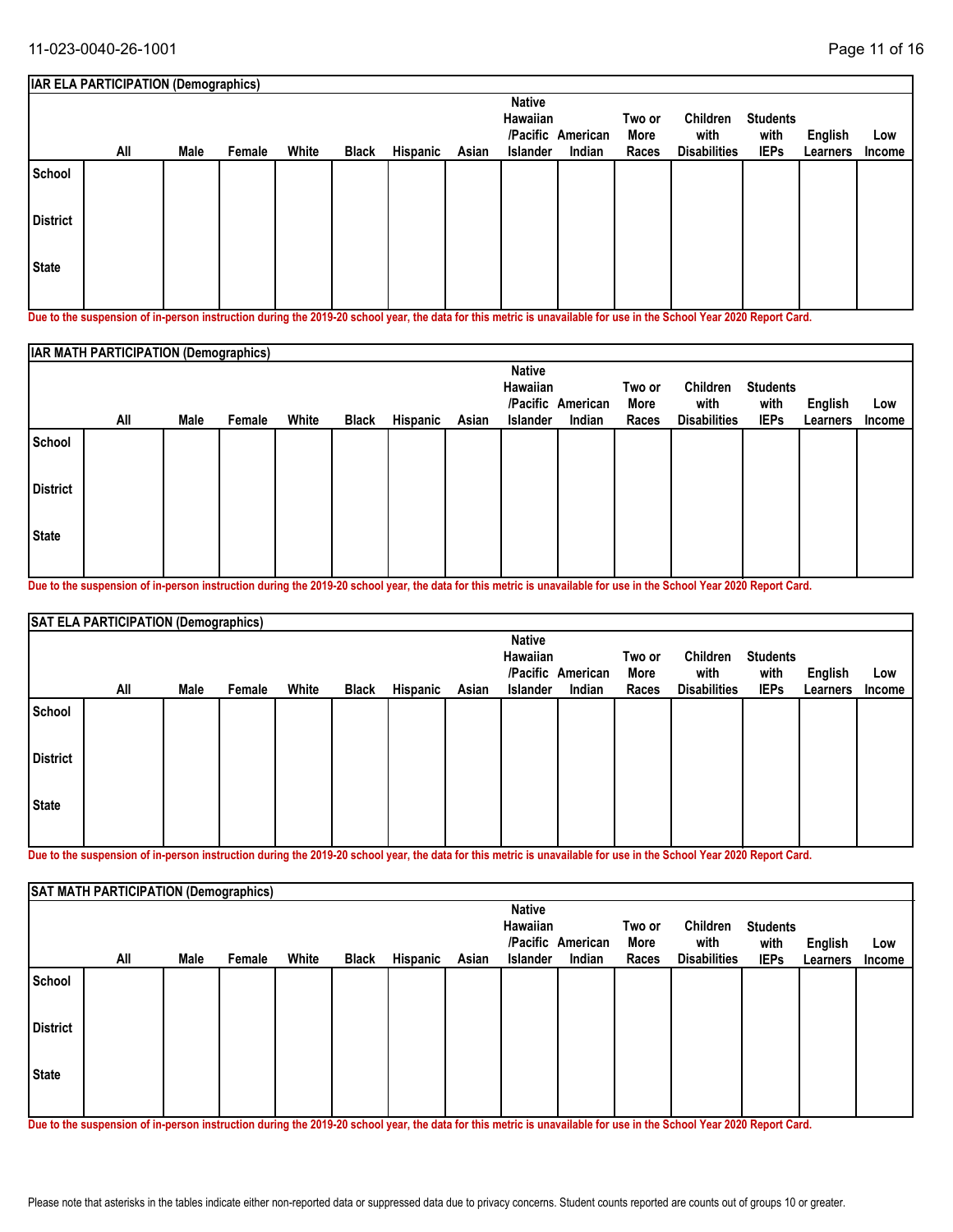| IAR ELA PARTICIPATION (Demographics) | | | | | | | | | | | | | | |
|---|---|---|---|---|---|---|---|---|---|---|---|---|---|---|
| | All | Male | Female | White | Black | Hispanic | Asian | Native Hawaiian /Pacific Islander | American Indian | Two or More Races | Children with Disabilities | Students with IEPs | English Learners | Low Income |
| School | | | | | | | | | | | | | | |
| District | | | | | | | | | | | | | | |
| State | | | | | | | | | | | | | | |

**Due to the suspension of in-person instruction during the 2019-20 school year, the data for this metric is unavailable for use in the School Year 2020 Report Card.**

| IAR MATH PARTICIPATION (Demographics) | | | | | | | | | | | | | | |
|---|---|---|---|---|---|---|---|---|---|---|---|---|---|---|
| | All | Male | Female | White | Black | Hispanic | Asian | Native Hawaiian /Pacific Islander | American Indian | Two or More Races | Children with Disabilities | Students with IEPs | English Learners | Low Income |
| School | | | | | | | | | | | | | | |
| District | | | | | | | | | | | | | | |
| State | | | | | | | | | | | | | | |

**Due to the suspension of in-person instruction during the 2019-20 school year, the data for this metric is unavailable for use in the School Year 2020 Report Card.**

| SAT ELA PARTICIPATION (Demographics) | | | | | | | | | | | | | | |
|---|---|---|---|---|---|---|---|---|---|---|---|---|---|---|
| | All | Male | Female | White | Black | Hispanic | Asian | Native Hawaiian /Pacific Islander | American Indian | Two or More Races | Children with Disabilities | Students with IEPs | English Learners | Low Income |
| School | | | | | | | | | | | | | | |
| District | | | | | | | | | | | | | | |
| State | | | | | | | | | | | | | | |

**Due to the suspension of in-person instruction during the 2019-20 school year, the data for this metric is unavailable for use in the School Year 2020 Report Card.**

| SAT MATH PARTICIPATION (Demographics) | | | | | | | | | | | | | | |
|---|---|---|---|---|---|---|---|---|---|---|---|---|---|---|
| | All | Male | Female | White | Black | Hispanic | Asian | Native Hawaiian /Pacific Islander | American Indian | Two or More Races | Children with Disabilities | Students with IEPs | English Learners | Low Income |
| School | | | | | | | | | | | | | | |
| District | | | | | | | | | | | | | | |
| State | | | | | | | | | | | | | | |

**Due to the suspension of in-person instruction during the 2019-20 school year, the data for this metric is unavailable for use in the School Year 2020 Report Card.**

Please note that asterisks in the tables indicate either non-reported data or suppressed data due to privacy concerns. Student counts reported are counts out of groups 10 or greater.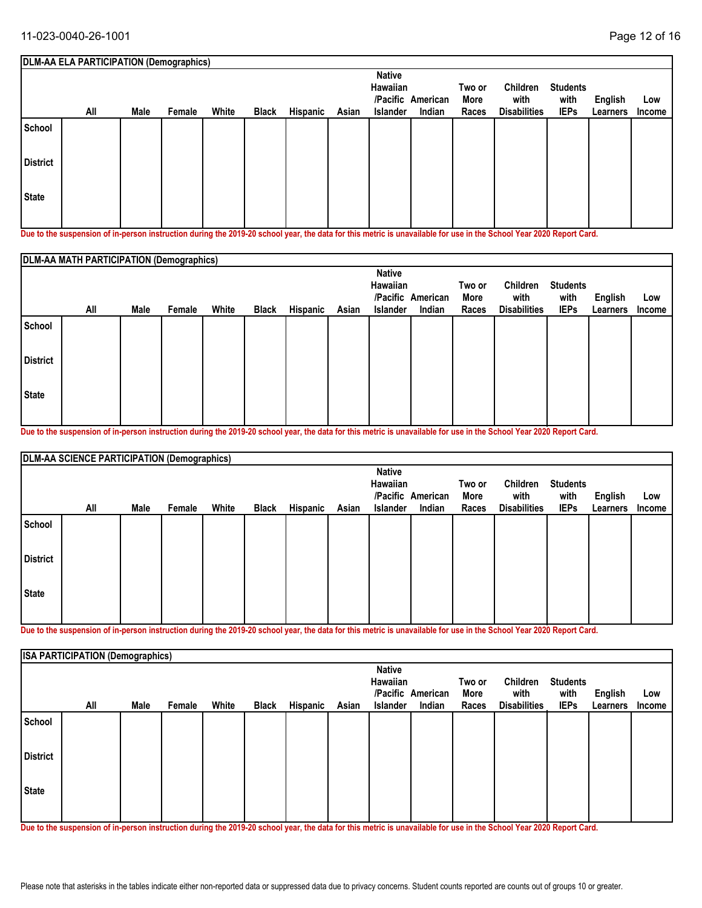| DLM-AA ELA PARTICIPATION (Demographics) | | | | | | | | | | | | | | |
|---|---|---|---|---|---|---|---|---|---|---|---|---|---|---|
| | All | Male | Female | White | Black | Hispanic | Asian | Native Hawaiian /Pacific Islander | American Indian | Two or More Races | Children with Disabilities | Students with IEPs | English Learners | Low Income |
| School | | | | | | | | | | | | | | |
| District | | | | | | | | | | | | | | |
| State | | | | | | | | | | | | | | |

**Due to the suspension of in-person instruction during the 2019-20 school year, the data for this metric is unavailable for use in the School Year 2020 Report Card.**

| DLM-AA MATH PARTICIPATION (Demographics) | | | | | | | | | | | | | | |
|---|---|---|---|---|---|---|---|---|---|---|---|---|---|---|
| | All | Male | Female | White | Black | Hispanic | Asian | Native Hawaiian /Pacific Islander | American Indian | Two or More Races | Children with Disabilities | Students with IEPs | English Learners | Low Income |
| School | | | | | | | | | | | | | | |
| District | | | | | | | | | | | | | | |
| State | | | | | | | | | | | | | | |

**Due to the suspension of in-person instruction during the 2019-20 school year, the data for this metric is unavailable for use in the School Year 2020 Report Card.**

| DLM-AA SCIENCE PARTICIPATION (Demographics) | | | | | | | | | | | | | | |
|---|---|---|---|---|---|---|---|---|---|---|---|---|---|---|
| | All | Male | Female | White | Black | Hispanic | Asian | Native Hawaiian /Pacific Islander | American Indian | Two or More Races | Children with Disabilities | Students with IEPs | English Learners | Low Income |
| School | | | | | | | | | | | | | | |
| District | | | | | | | | | | | | | | |
| State | | | | | | | | | | | | | | |

**Due to the suspension of in-person instruction during the 2019-20 school year, the data for this metric is unavailable for use in the School Year 2020 Report Card.**

| ISA PARTICIPATION (Demographics) | | | | | | | | | | | | | | |
|---|---|---|---|---|---|---|---|---|---|---|---|---|---|---|
| | All | Male | Female | White | Black | Hispanic | Asian | Native Hawaiian /Pacific Islander | American Indian | Two or More Races | Children with Disabilities | Students with IEPs | English Learners | Low Income |
| School | | | | | | | | | | | | | | |
| District | | | | | | | | | | | | | | |
| State | | | | | | | | | | | | | | |

**Due to the suspension of in-person instruction during the 2019-20 school year, the data for this metric is unavailable for use in the School Year 2020 Report Card.**

Please note that asterisks in the tables indicate either non-reported data or suppressed data due to privacy concerns. Student counts reported are counts out of groups 10 or greater.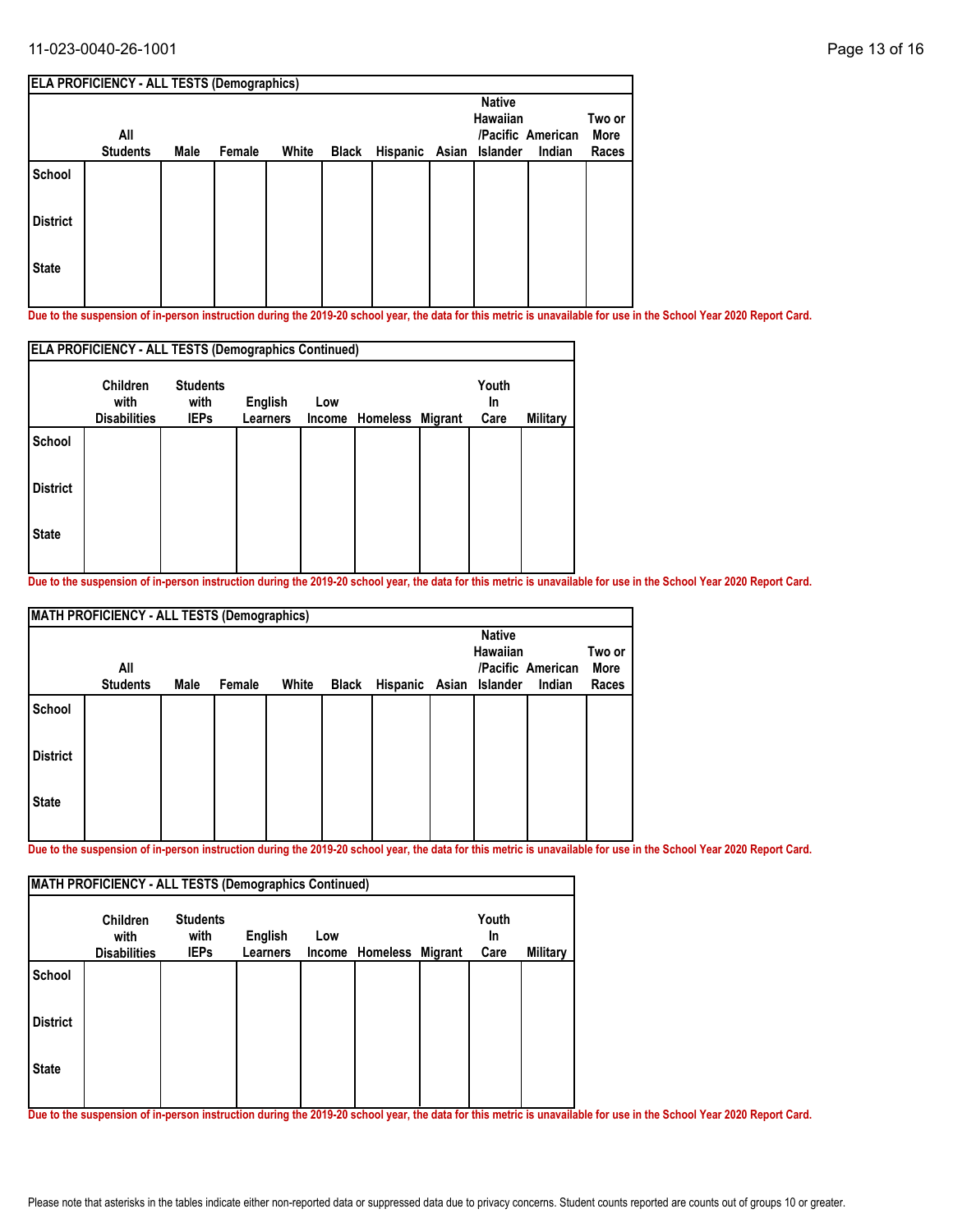| ELA PROFICIENCY - ALL TESTS (Demographics) | | | | | | | | | | |
|---|---|---|---|---|---|---|---|---|---|---|
| | All Students | Male | Female | White | Black | Hispanic | Asian | Native Hawaiian /Pacific Islander | American Indian | Two or More Races |
| School | | | | | | | | | | |
| District | | | | | | | | | | |
| State | | | | | | | | | | |

**Due to the suspension of in-person instruction during the 2019-20 school year, the data for this metric is unavailable for use in the School Year 2020 Report Card.**

| ELA PROFICIENCY - ALL TESTS (Demographics Continued) | | | | | | | | |
|---|---|---|---|---|---|---|---|---|
| | Children with Disabilities | Students with IEPs | English Learners | Low Income | Homeless | Migrant | Youth In Care | Military |
| School | | | | | | | | |
| District | | | | | | | | |
| State | | | | | | | | |

**Due to the suspension of in-person instruction during the 2019-20 school year, the data for this metric is unavailable for use in the School Year 2020 Report Card.**

| MATH PROFICIENCY - ALL TESTS (Demographics) | | | | | | | | | | |
|---|---|---|---|---|---|---|---|---|---|---|
| | All Students | Male | Female | White | Black | Hispanic | Asian | Native Hawaiian /Pacific Islander | American Indian | Two or More Races |
| School | | | | | | | | | | |
| District | | | | | | | | | | |
| State | | | | | | | | | | |

**Due to the suspension of in-person instruction during the 2019-20 school year, the data for this metric is unavailable for use in the School Year 2020 Report Card.**

| MATH PROFICIENCY - ALL TESTS (Demographics Continued) | | | | | | | | |
|---|---|---|---|---|---|---|---|---|
| | Children with Disabilities | Students with IEPs | English Learners | Low Income | Homeless | Migrant | Youth In Care | Military |
| School | | | | | | | | |
| District | | | | | | | | |
| State | | | | | | | | |

**Due to the suspension of in-person instruction during the 2019-20 school year, the data for this metric is unavailable for use in the School Year 2020 Report Card.**

Please note that asterisks in the tables indicate either non-reported data or suppressed data due to privacy concerns. Student counts reported are counts out of groups 10 or greater.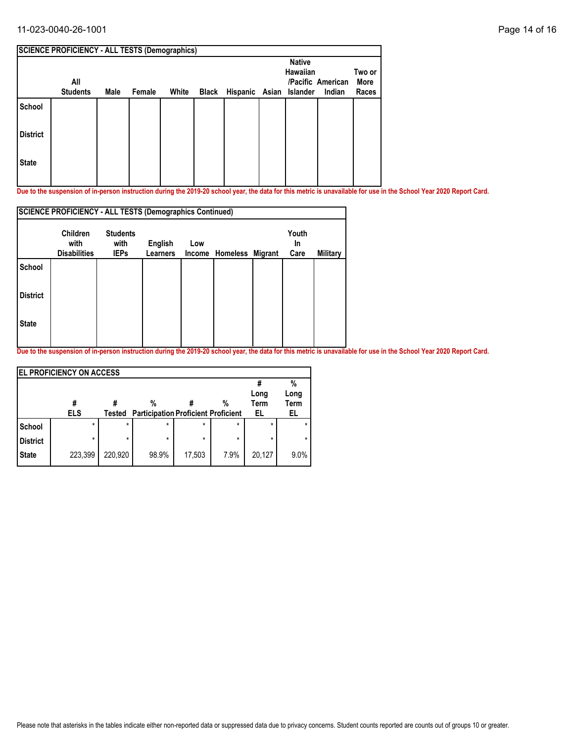| SCIENCE PROFICIENCY - ALL TESTS (Demographics) | | | | | | | | | | |
|---|---|---|---|---|---|---|---|---|---|---|
| | All Students | Male | Female | White | Black | Hispanic | Asian | Native Hawaiian /Pacific Islander | American Indian | Two or More Races |
| School | | | | | | | | | | |
| District | | | | | | | | | | |
| State | | | | | | | | | | |

**Due to the suspension of in-person instruction during the 2019-20 school year, the data for this metric is unavailable for use in the School Year 2020 Report Card.**

| SCIENCE PROFICIENCY - ALL TESTS (Demographics Continued) | | | | | | | | |
|---|---|---|---|---|---|---|---|---|
| | Children with Disabilities | Students with IEPs | English Learners | Low Income | Homeless | Migrant | Youth In Care | Military |
| School | | | | | | | | |
| District | | | | | | | | |
| State | | | | | | | | |

**Due to the suspension of in-person instruction during the 2019-20 school year, the data for this metric is unavailable for use in the School Year 2020 Report Card.**

| EL PROFICIENCY ON ACCESS | | | | | | | |
|---|---|---|---|---|---|---|---|
| | # ELS | # Tested | % Participation | # Proficient | % Proficient | # Long Term EL | % Long Term EL |
| School | * | * | * | * | * | * | * |
| District | * | * | * | * | * | * | * |
| State | 223,399 | 220,920 | 98.9% | 17,503 | 7.9% | 20,127 | 9.0% |

Please note that asterisks in the tables indicate either non-reported data or suppressed data due to privacy concerns. Student counts reported are counts out of groups 10 or greater.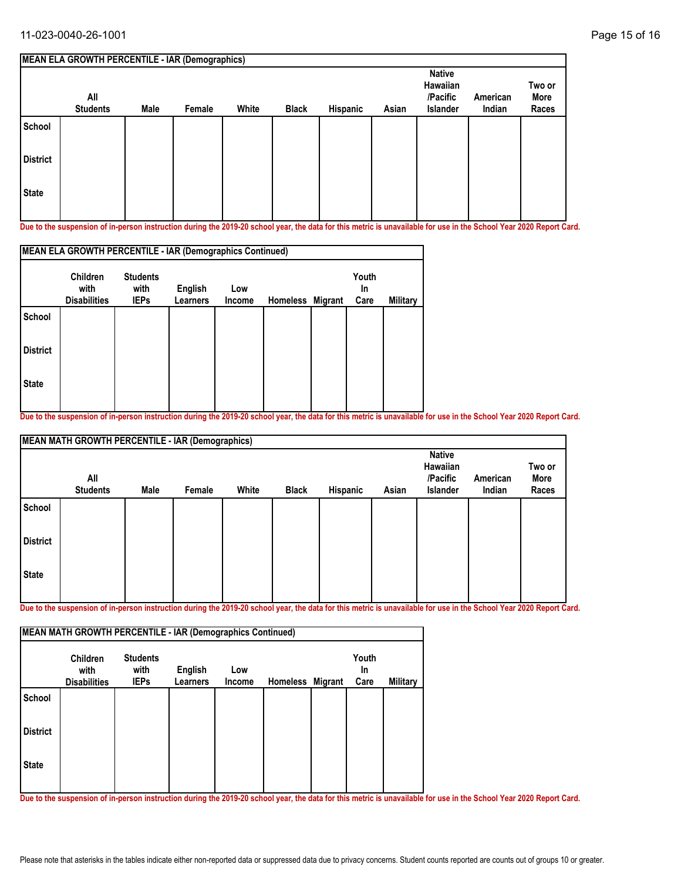| MEAN ELA GROWTH PERCENTILE - IAR (Demographics) | | | | | | | | | | |
|---|---|---|---|---|---|---|---|---|---|---|
| | All Students | Male | Female | White | Black | Hispanic | Asian | Native Hawaiian /Pacific Islander | American Indian | Two or More Races |
| School | | | | | | | | | | |
| District | | | | | | | | | | |
| State | | | | | | | | | | |

Due to the suspension of in-person instruction during the 2019-20 school year, the data for this metric is unavailable for use in the School Year 2020 Report Card.

| MEAN ELA GROWTH PERCENTILE - IAR (Demographics Continued) | | | | | | | | |
|---|---|---|---|---|---|---|---|---|
| | Children with Disabilities | Students with IEPs | English Learners | Low Income | Homeless | Migrant | Youth In Care | Military |
| School | | | | | | | | |
| District | | | | | | | | |
| State | | | | | | | | |

Due to the suspension of in-person instruction during the 2019-20 school year, the data for this metric is unavailable for use in the School Year 2020 Report Card.

| MEAN MATH GROWTH PERCENTILE - IAR (Demographics) | | | | | | | | | | |
|---|---|---|---|---|---|---|---|---|---|---|
| | All Students | Male | Female | White | Black | Hispanic | Asian | Native Hawaiian /Pacific Islander | American Indian | Two or More Races |
| School | | | | | | | | | | |
| District | | | | | | | | | | |
| State | | | | | | | | | | |

Due to the suspension of in-person instruction during the 2019-20 school year, the data for this metric is unavailable for use in the School Year 2020 Report Card.

| MEAN MATH GROWTH PERCENTILE - IAR (Demographics Continued) | | | | | | | | |
|---|---|---|---|---|---|---|---|---|
| | Children with Disabilities | Students with IEPs | English Learners | Low Income | Homeless | Migrant | Youth In Care | Military |
| School | | | | | | | | |
| District | | | | | | | | |
| State | | | | | | | | |

Due to the suspension of in-person instruction during the 2019-20 school year, the data for this metric is unavailable for use in the School Year 2020 Report Card.

Please note that asterisks in the tables indicate either non-reported data or suppressed data due to privacy concerns. Student counts reported are counts out of groups 10 or greater.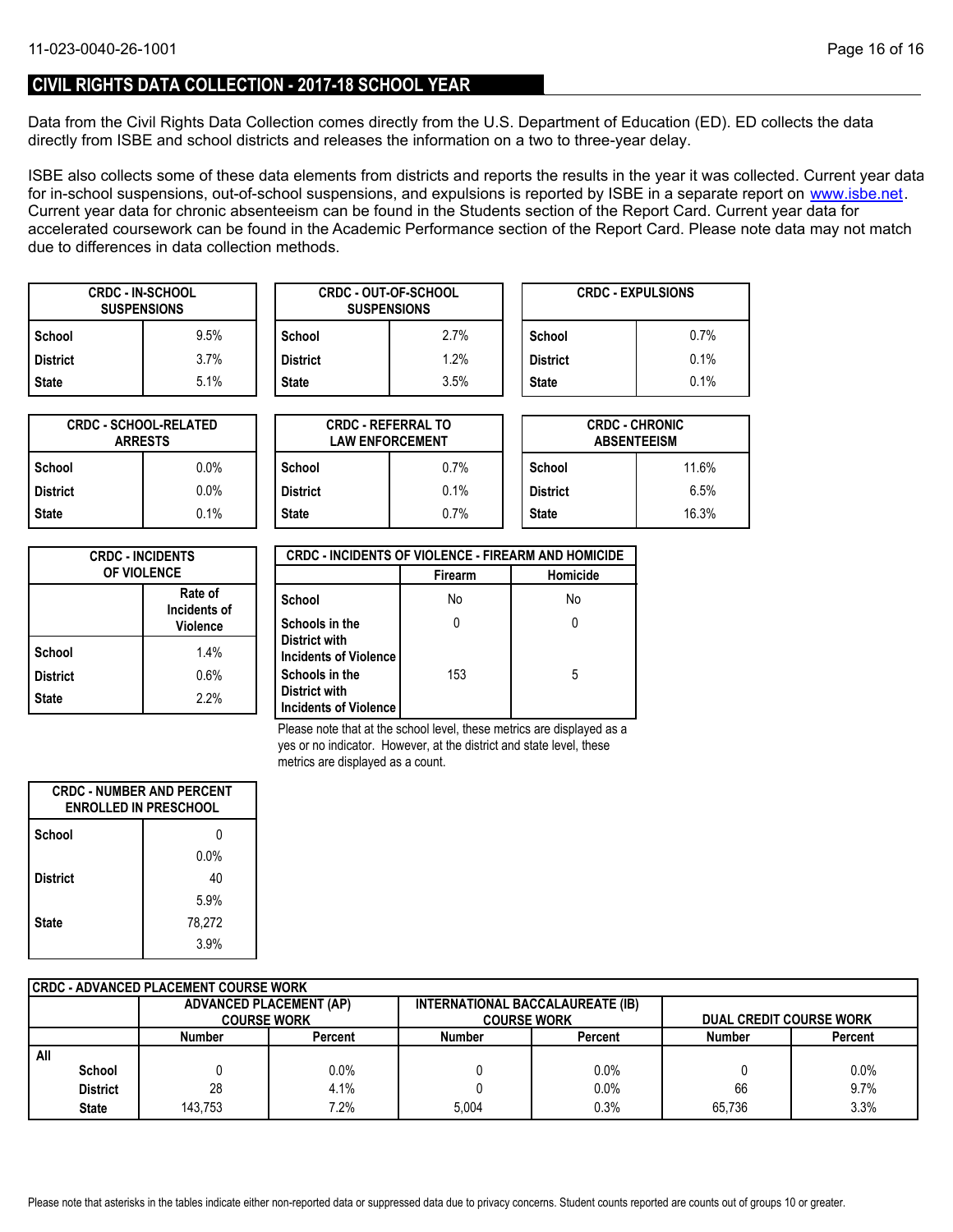## CIVIL RIGHTS DATA COLLECTION - 2017-18 SCHOOL YEAR

Data from the Civil Rights Data Collection comes directly from the U.S. Department of Education (ED). ED collects the data directly from ISBE and school districts and releases the information on a two to three-year delay.

ISBE also collects some of these data elements from districts and reports the results in the year it was collected. Current year data for in-school suspensions, out-of-school suspensions, and expulsions is reported by ISBE in a separate report on www.isbe.net. Current year data for chronic absenteeism can be found in the Students section of the Report Card. Current year data for accelerated coursework can be found in the Academic Performance section of the Report Card. Please note data may not match due to differences in data collection methods.

| CRDC - IN-SCHOOL SUSPENSIONS | |
|---|---|
| School | 9.5% |
| District | 3.7% |
| State | 5.1% |

| CRDC - OUT-OF-SCHOOL SUSPENSIONS | |
|---|---|
| School | 2.7% |
| District | 1.2% |
| State | 3.5% |

| CRDC - EXPULSIONS | |
|---|---|
| School | 0.7% |
| District | 0.1% |
| State | 0.1% |

| CRDC - SCHOOL-RELATED ARRESTS | |
|---|---|
| School | 0.0% |
| District | 0.0% |
| State | 0.1% |

| CRDC - REFERRAL TO LAW ENFORCEMENT | |
|---|---|
| School | 0.7% |
| District | 0.1% |
| State | 0.7% |

| CRDC - CHRONIC ABSENTEEISM | |
|---|---|
| School | 11.6% |
| District | 6.5% |
| State | 16.3% |

| CRDC - INCIDENTS OF VIOLENCE | Rate of Incidents of Violence |
|---|---|
| School | 1.4% |
| District | 0.6% |
| State | 2.2% |

| CRDC - INCIDENTS OF VIOLENCE - FIREARM AND HOMICIDE | Firearm | Homicide |
|---|---|---|
| School | No | No |
| Schools in the District with Incidents of Violence | 0 | 0 |
| Schools in the District with Incidents of Violence | 153 | 5 |

Please note that at the school level, these metrics are displayed as a yes or no indicator. However, at the district and state level, these metrics are displayed as a count.

| CRDC - NUMBER AND PERCENT ENROLLED IN PRESCHOOL | |
|---|---|
| School | 0 |
| | 0.0% |
| District | 40 |
| | 5.9% |
| State | 78,272 |
| | 3.9% |

| CRDC - ADVANCED PLACEMENT COURSE WORK | ADVANCED PLACEMENT (AP) COURSE WORK | | INTERNATIONAL BACCALAUREATE (IB) COURSE WORK | | DUAL CREDIT COURSE WORK | |
|---|---|---|---|---|---|---|
| | Number | Percent | Number | Percent | Number | Percent |
| All | | | | | | |
| School | 0 | 0.0% | 0 | 0.0% | 0 | 0.0% |
| District | 28 | 4.1% | 0 | 0.0% | 66 | 9.7% |
| State | 143,753 | 7.2% | 5,004 | 0.3% | 65,736 | 3.3% |

Please note that asterisks in the tables indicate either non-reported data or suppressed data due to privacy concerns. Student counts reported are counts out of groups 10 or greater.